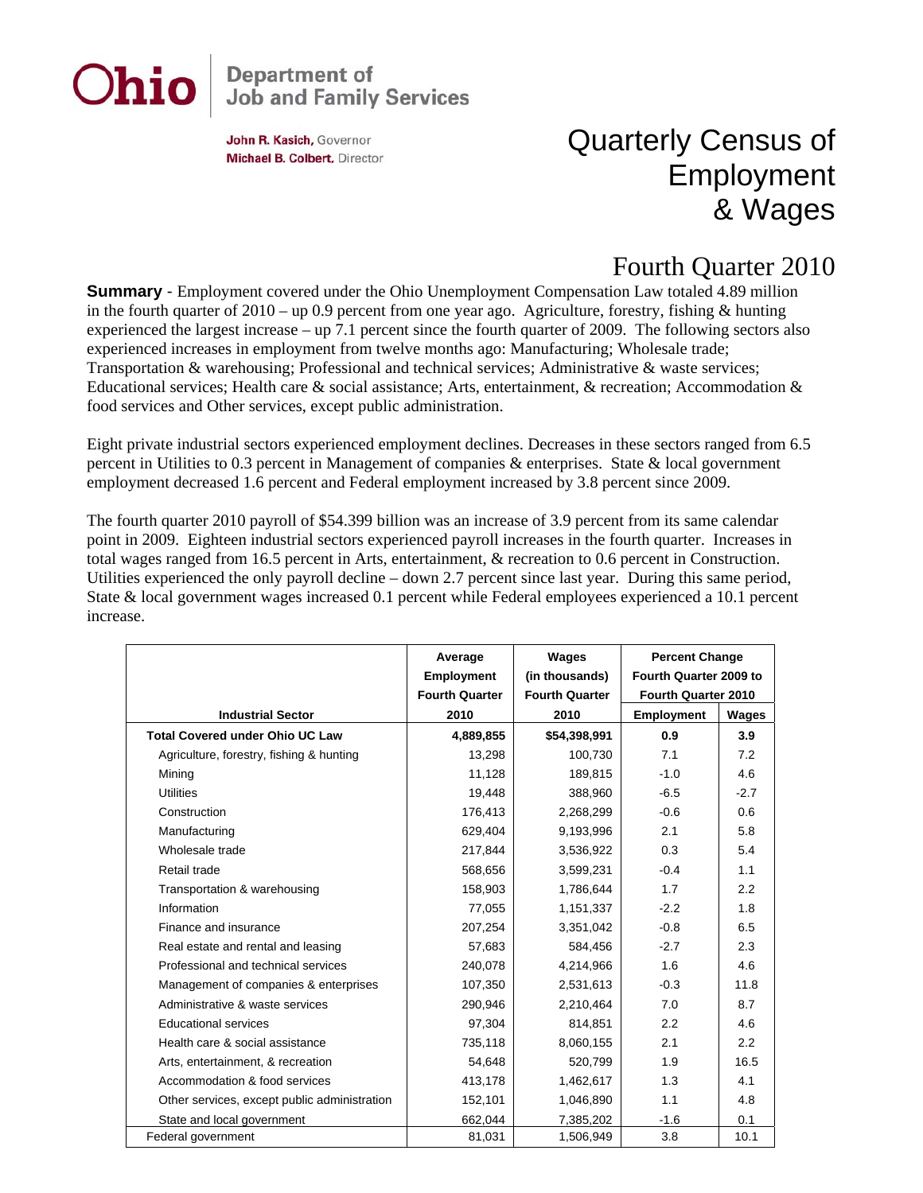Ohio | Department of Job and Family Services

**John R. Kasich**, Governor
**Michael B. Colbert**, Director

# Quarterly Census of Employment & Wages

## Fourth Quarter 2010

**Summary** - Employment covered under the Ohio Unemployment Compensation Law totaled 4.89 million in the fourth quarter of 2010 – up 0.9 percent from one year ago. Agriculture, forestry, fishing & hunting experienced the largest increase – up 7.1 percent since the fourth quarter of 2009. The following sectors also experienced increases in employment from twelve months ago: Manufacturing; Wholesale trade; Transportation & warehousing; Professional and technical services; Administrative & waste services; Educational services; Health care & social assistance; Arts, entertainment, & recreation; Accommodation & food services and Other services, except public administration.

Eight private industrial sectors experienced employment declines. Decreases in these sectors ranged from 6.5 percent in Utilities to 0.3 percent in Management of companies & enterprises. State & local government employment decreased 1.6 percent and Federal employment increased by 3.8 percent since 2009.

The fourth quarter 2010 payroll of $54.399 billion was an increase of 3.9 percent from its same calendar point in 2009. Eighteen industrial sectors experienced payroll increases in the fourth quarter. Increases in total wages ranged from 16.5 percent in Arts, entertainment, & recreation to 0.6 percent in Construction. Utilities experienced the only payroll decline – down 2.7 percent since last year. During this same period, State & local government wages increased 0.1 percent while Federal employees experienced a 10.1 percent increase.

| Industrial Sector | Average Employment Fourth Quarter 2010 | Wages (in thousands) Fourth Quarter 2010 | Percent Change Fourth Quarter 2009 to Fourth Quarter 2010 | |
|---|---|---|---|---|
| | | | Employment | Wages |
| **Total Covered under Ohio UC Law** | **4,889,855** | **$54,398,991** | **0.9** | **3.9** |
| Agriculture, forestry, fishing & hunting | 13,298 | 100,730 | 7.1 | 7.2 |
| Mining | 11,128 | 189,815 | -1.0 | 4.6 |
| Utilities | 19,448 | 388,960 | -6.5 | -2.7 |
| Construction | 176,413 | 2,268,299 | -0.6 | 0.6 |
| Manufacturing | 629,404 | 9,193,996 | 2.1 | 5.8 |
| Wholesale trade | 217,844 | 3,536,922 | 0.3 | 5.4 |
| Retail trade | 568,656 | 3,599,231 | -0.4 | 1.1 |
| Transportation & warehousing | 158,903 | 1,786,644 | 1.7 | 2.2 |
| Information | 77,055 | 1,151,337 | -2.2 | 1.8 |
| Finance and insurance | 207,254 | 3,351,042 | -0.8 | 6.5 |
| Real estate and rental and leasing | 57,683 | 584,456 | -2.7 | 2.3 |
| Professional and technical services | 240,078 | 4,214,966 | 1.6 | 4.6 |
| Management of companies & enterprises | 107,350 | 2,531,613 | -0.3 | 11.8 |
| Administrative & waste services | 290,946 | 2,210,464 | 7.0 | 8.7 |
| Educational services | 97,304 | 814,851 | 2.2 | 4.6 |
| Health care & social assistance | 735,118 | 8,060,155 | 2.1 | 2.2 |
| Arts, entertainment, & recreation | 54,648 | 520,799 | 1.9 | 16.5 |
| Accommodation & food services | 413,178 | 1,462,617 | 1.3 | 4.1 |
| Other services, except public administration | 152,101 | 1,046,890 | 1.1 | 4.8 |
| State and local government | 662,044 | 7,385,202 | -1.6 | 0.1 |
| Federal government | 81,031 | 1,506,949 | 3.8 | 10.1 |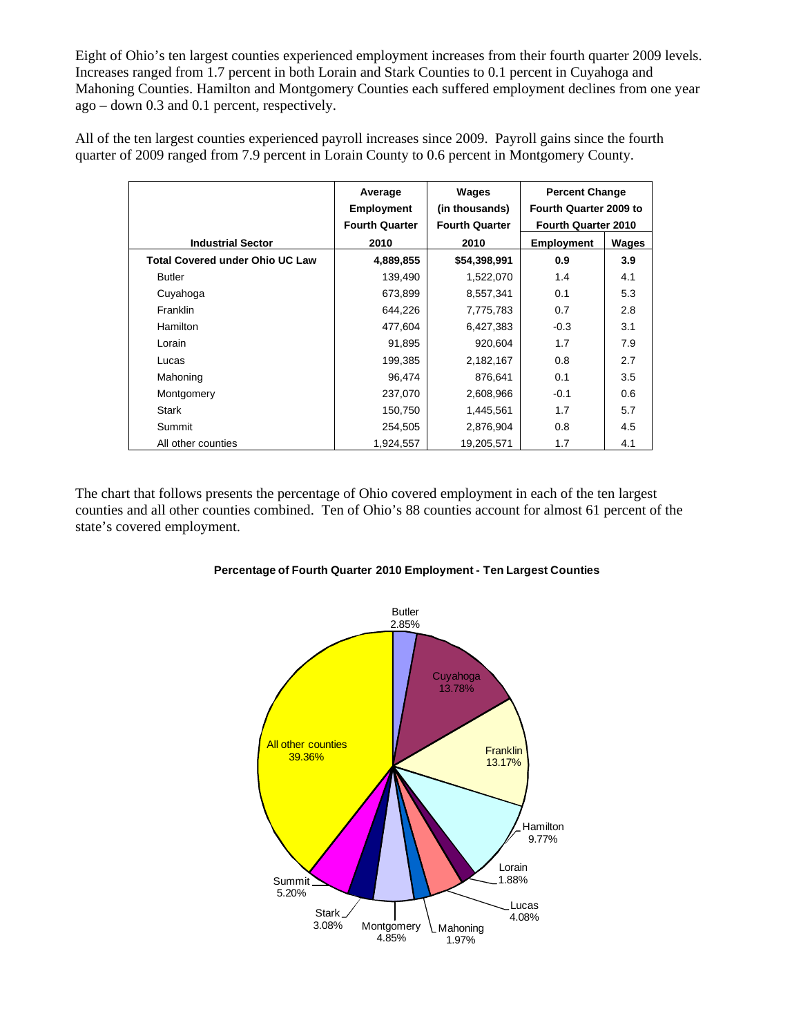Eight of Ohio's ten largest counties experienced employment increases from their fourth quarter 2009 levels. Increases ranged from 1.7 percent in both Lorain and Stark Counties to 0.1 percent in Cuyahoga and Mahoning Counties. Hamilton and Montgomery Counties each suffered employment declines from one year ago – down 0.3 and 0.1 percent, respectively.

All of the ten largest counties experienced payroll increases since 2009. Payroll gains since the fourth quarter of 2009 ranged from 7.9 percent in Lorain County to 0.6 percent in Montgomery County.

| Industrial Sector | Average Employment Fourth Quarter 2010 | Wages (in thousands) Fourth Quarter 2010 | Percent Change Fourth Quarter 2009 to Fourth Quarter 2010 | |
|---|---|---|---|---|
| | | | Employment | Wages |
| **Total Covered under Ohio UC Law** | **4,889,855** | **$54,398,991** | **0.9** | **3.9** |
| Butler | 139,490 | 1,522,070 | 1.4 | 4.1 |
| Cuyahoga | 673,899 | 8,557,341 | 0.1 | 5.3 |
| Franklin | 644,226 | 7,775,783 | 0.7 | 2.8 |
| Hamilton | 477,604 | 6,427,383 | -0.3 | 3.1 |
| Lorain | 91,895 | 920,604 | 1.7 | 7.9 |
| Lucas | 199,385 | 2,182,167 | 0.8 | 2.7 |
| Mahoning | 96,474 | 876,641 | 0.1 | 3.5 |
| Montgomery | 237,070 | 2,608,966 | -0.1 | 0.6 |
| Stark | 150,750 | 1,445,561 | 1.7 | 5.7 |
| Summit | 254,505 | 2,876,904 | 0.8 | 4.5 |
| All other counties | 1,924,557 | 19,205,571 | 1.7 | 4.1 |

The chart that follows presents the percentage of Ohio covered employment in each of the ten largest counties and all other counties combined. Ten of Ohio's 88 counties account for almost 61 percent of the state's covered employment.

**Percentage of Fourth Quarter 2010 Employment - Ten Largest Counties**

| County | Percentage |
|---|---|
| Butler | 2.85% |
| Cuyahoga | 13.78% |
| Franklin | 13.17% |
| Hamilton | 9.77% |
| Lorain | 1.88% |
| Lucas | 4.08% |
| Mahoning | 1.97% |
| Montgomery | 4.85% |
| Stark | 3.08% |
| Summit | 5.20% |
| All other counties | 39.36% |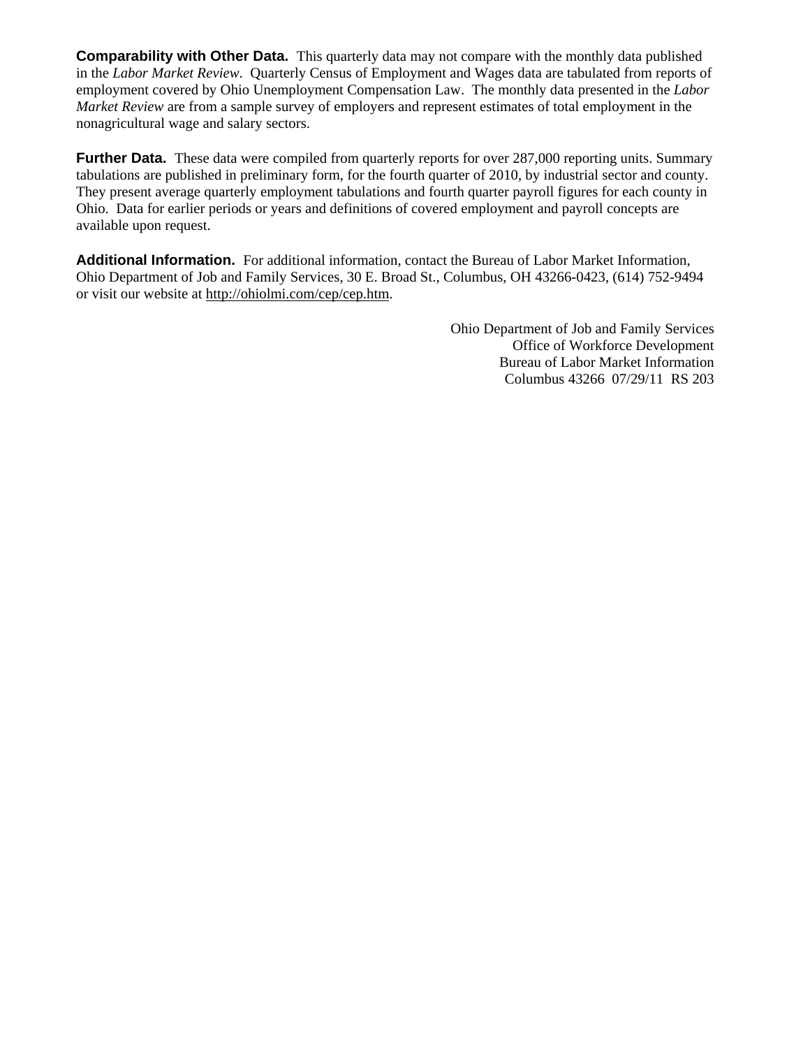**Comparability with Other Data.** This quarterly data may not compare with the monthly data published in the *Labor Market Review*. Quarterly Census of Employment and Wages data are tabulated from reports of employment covered by Ohio Unemployment Compensation Law. The monthly data presented in the *Labor Market Review* are from a sample survey of employers and represent estimates of total employment in the nonagricultural wage and salary sectors.

**Further Data.** These data were compiled from quarterly reports for over 287,000 reporting units. Summary tabulations are published in preliminary form, for the fourth quarter of 2010, by industrial sector and county. They present average quarterly employment tabulations and fourth quarter payroll figures for each county in Ohio. Data for earlier periods or years and definitions of covered employment and payroll concepts are available upon request.

**Additional Information.** For additional information, contact the Bureau of Labor Market Information, Ohio Department of Job and Family Services, 30 E. Broad St., Columbus, OH 43266-0423, (614) 752-9494 or visit our website at http://ohiolmi.com/cep/cep.htm.

Ohio Department of Job and Family Services
Office of Workforce Development
Bureau of Labor Market Information
Columbus 43266 07/29/11 RS 203